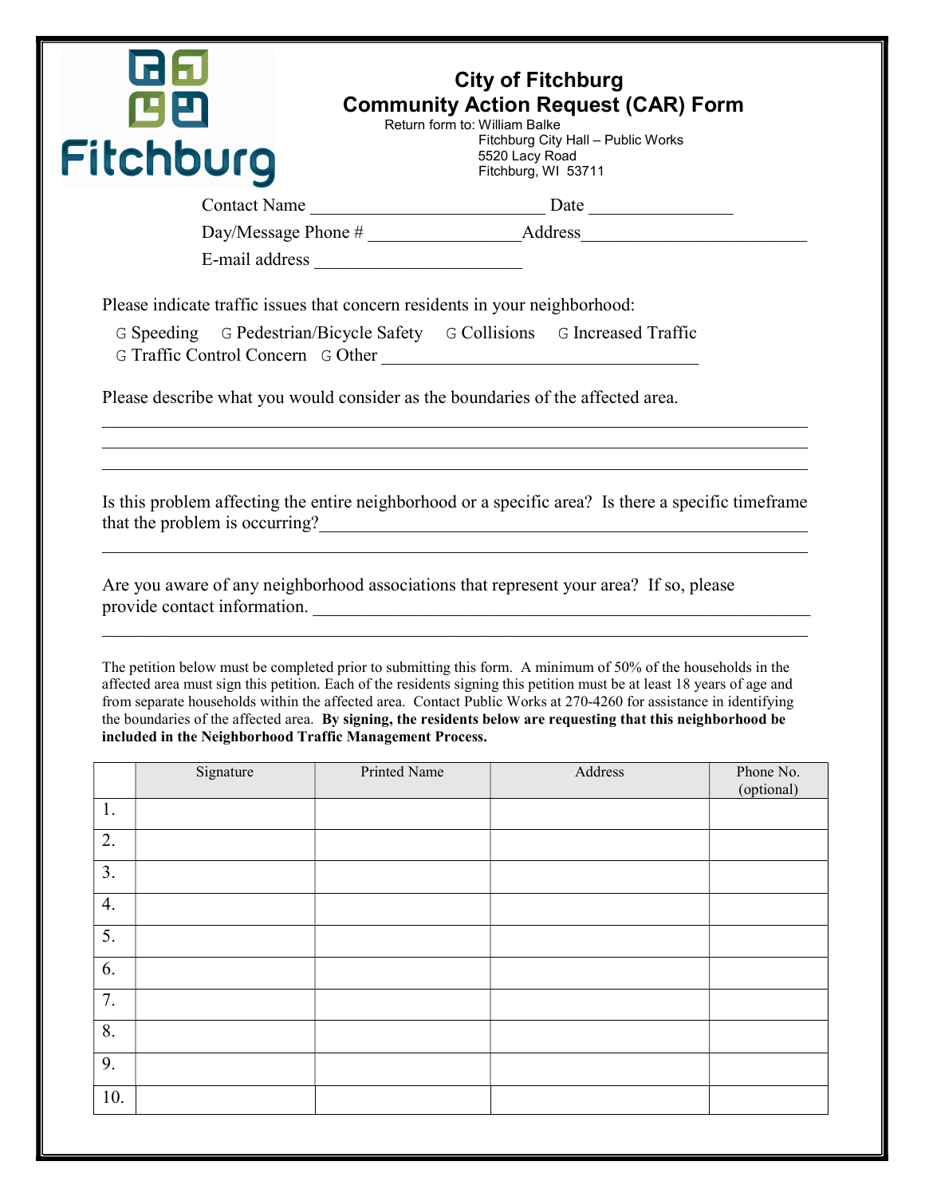Fitchburg

# City of Fitchburg
# Community Action Request (CAR) Form

Return form to: William Balke
Fitchburg City Hall – Public Works
5520 Lacy Road
Fitchburg, WI 53711

Contact Name ___________________________ Date ________________

Day/Message Phone # _________________Address_________________________

E-mail address ________________________

Please indicate traffic issues that concern residents in your neighborhood:

G Speeding G Pedestrian/Bicycle Safety G Collisions G Increased Traffic
G Traffic Control Concern G Other ____________________________________

Please describe what you would consider as the boundaries of the affected area.

_______________________________________________________________________________
_______________________________________________________________________________
_______________________________________________________________________________

Is this problem affecting the entire neighborhood or a specific area? Is there a specific timeframe that the problem is occurring?_________________________________________________________
_______________________________________________________________________________

Are you aware of any neighborhood associations that represent your area? If so, please provide contact information. ___________________________________________________________
_______________________________________________________________________________

The petition below must be completed prior to submitting this form. A minimum of 50% of the households in the affected area must sign this petition. Each of the residents signing this petition must be at least 18 years of age and from separate households within the affected area. Contact Public Works at 270-4260 for assistance in identifying the boundaries of the affected area. **By signing, the residents below are requesting that this neighborhood be included in the Neighborhood Traffic Management Process.**

| | Signature | Printed Name | Address | Phone No. (optional) |
|---|---|---|---|---|
| 1. | | | | |
| 2. | | | | |
| 3. | | | | |
| 4. | | | | |
| 5. | | | | |
| 6. | | | | |
| 7. | | | | |
| 8. | | | | |
| 9. | | | | |
| 10. | | | | |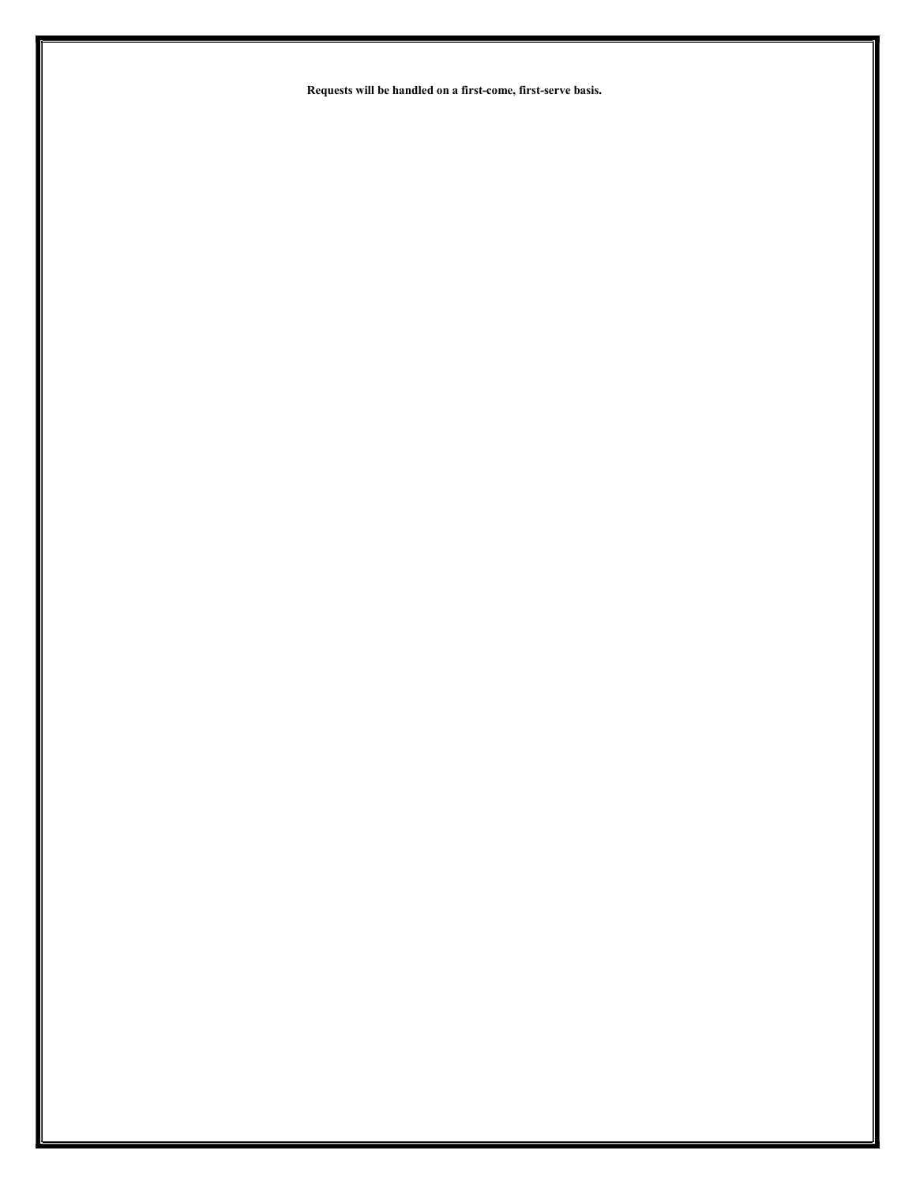**Requests will be handled on a first-come, first-serve basis.**